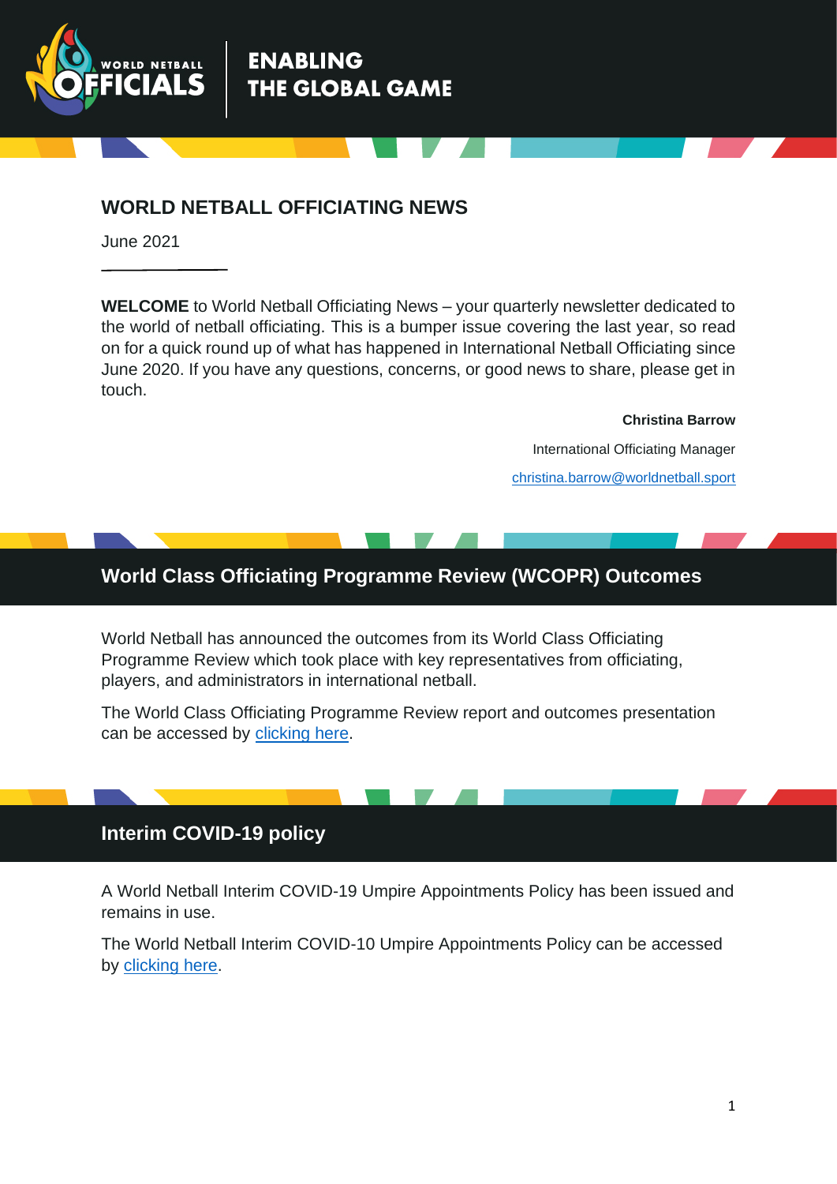# WORLD NETBALL OFFICIATING NEWS

June 2021

**WELCOME** to World Netball Officiating News – your quarterly newsletter dedicated to the world of netball officiating. This is a bumper issue covering the last year, so read on for a quick round up of what has happened in International Netball Officiating since June 2020. If you have any questions, concerns, or good news to share, please get in touch.

**Christina Barrow**

International Officiating Manager

christina.barrow@worldnetball.sport

## World Class Officiating Programme Review (WCOPR) Outcomes

World Netball has announced the outcomes from its World Class Officiating Programme Review which took place with key representatives from officiating, players, and administrators in international netball.

The World Class Officiating Programme Review report and outcomes presentation can be accessed by clicking here.

## Interim COVID-19 policy

A World Netball Interim COVID-19 Umpire Appointments Policy has been issued and remains in use.

The World Netball Interim COVID-10 Umpire Appointments Policy can be accessed by clicking here.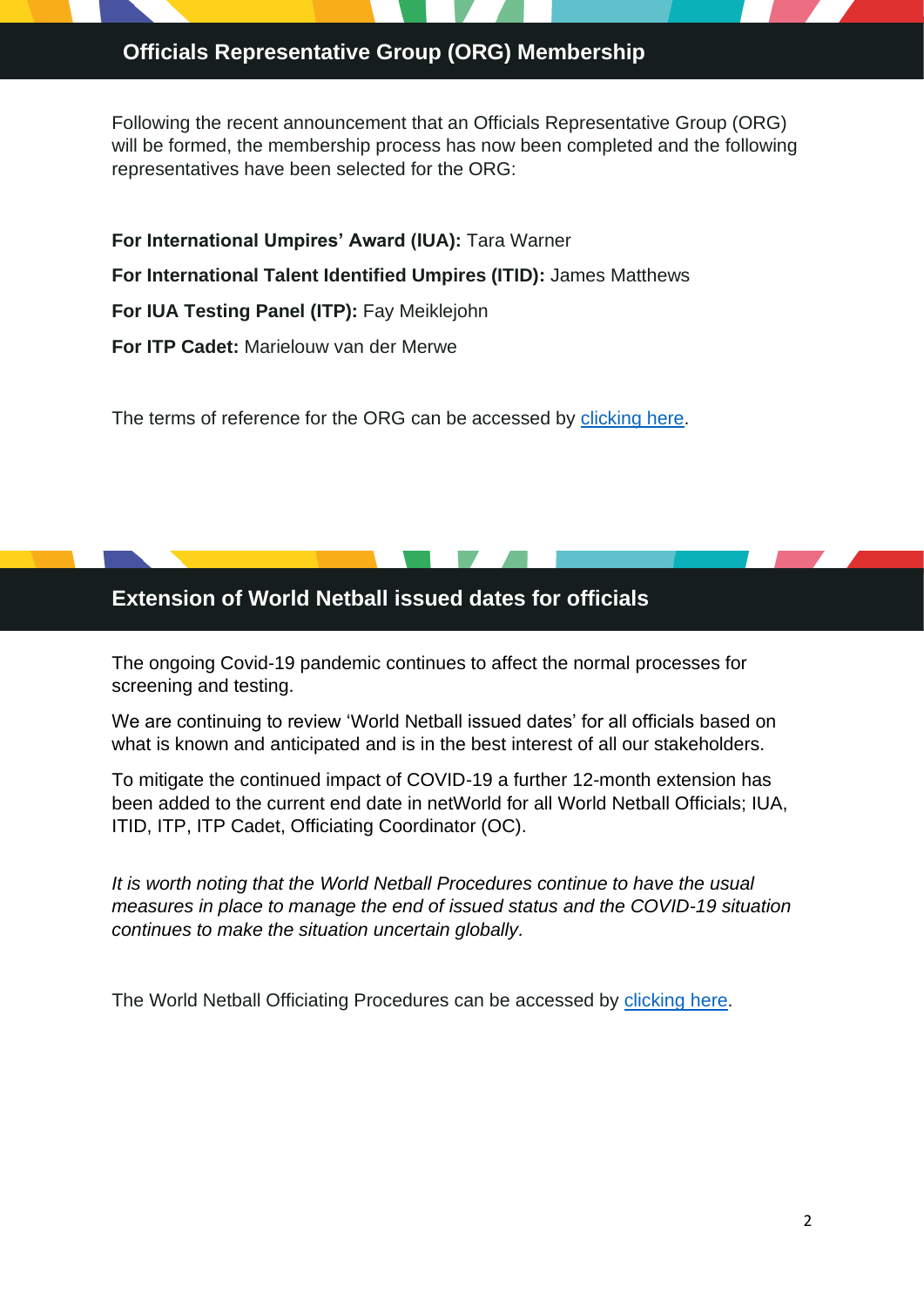## Officials Representative Group (ORG) Membership

Following the recent announcement that an Officials Representative Group (ORG) will be formed, the membership process has now been completed and the following representatives have been selected for the ORG:

**For International Umpires' Award (IUA):** Tara Warner

**For International Talent Identified Umpires (ITID):** James Matthews

**For IUA Testing Panel (ITP):** Fay Meiklejohn

**For ITP Cadet:** Marielouw van der Merwe

The terms of reference for the ORG can be accessed by clicking here.

## Extension of World Netball issued dates for officials

The ongoing Covid-19 pandemic continues to affect the normal processes for screening and testing.

We are continuing to review 'World Netball issued dates' for all officials based on what is known and anticipated and is in the best interest of all our stakeholders.

To mitigate the continued impact of COVID-19 a further 12-month extension has been added to the current end date in netWorld for all World Netball Officials; IUA, ITID, ITP, ITP Cadet, Officiating Coordinator (OC).

*It is worth noting that the World Netball Procedures continue to have the usual measures in place to manage the end of issued status and the COVID-19 situation continues to make the situation uncertain globally.*

The World Netball Officiating Procedures can be accessed by clicking here.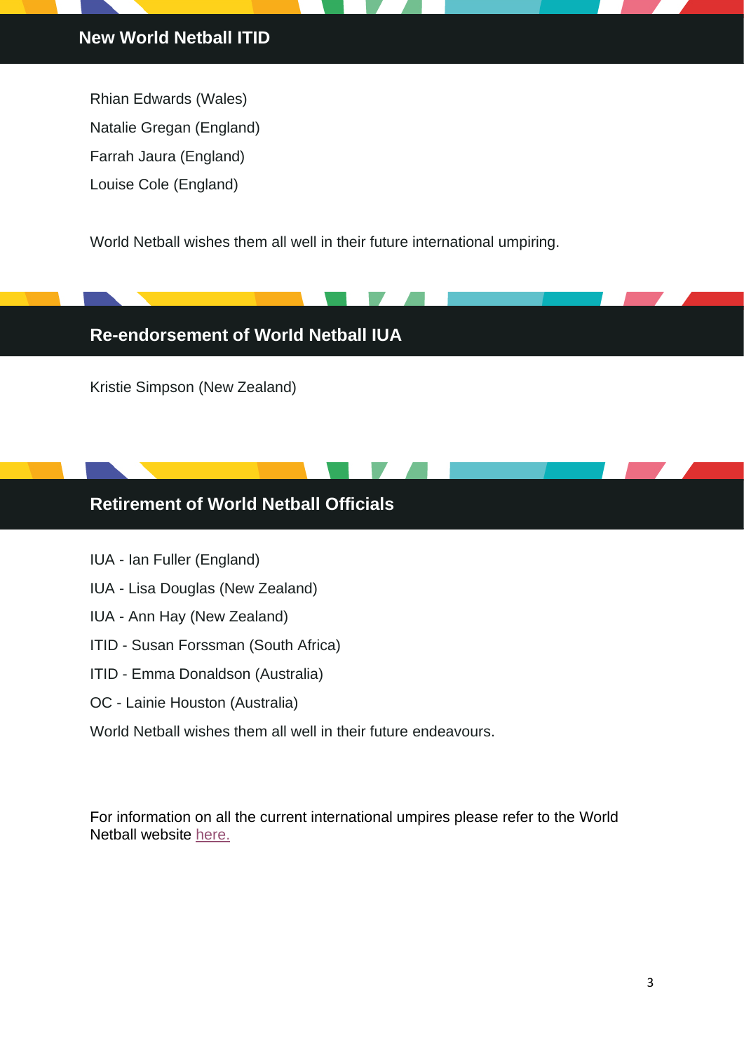## New World Netball ITID

Rhian Edwards (Wales)

Natalie Gregan (England)

Farrah Jaura (England)

Louise Cole (England)

World Netball wishes them all well in their future international umpiring.

## Re-endorsement of World Netball IUA

Kristie Simpson (New Zealand)

## Retirement of World Netball Officials

IUA - Ian Fuller (England)

IUA - Lisa Douglas (New Zealand)

IUA - Ann Hay (New Zealand)

ITID - Susan Forssman (South Africa)

ITID - Emma Donaldson (Australia)

OC - Lainie Houston (Australia)

World Netball wishes them all well in their future endeavours.

For information on all the current international umpires please refer to the World Netball website here.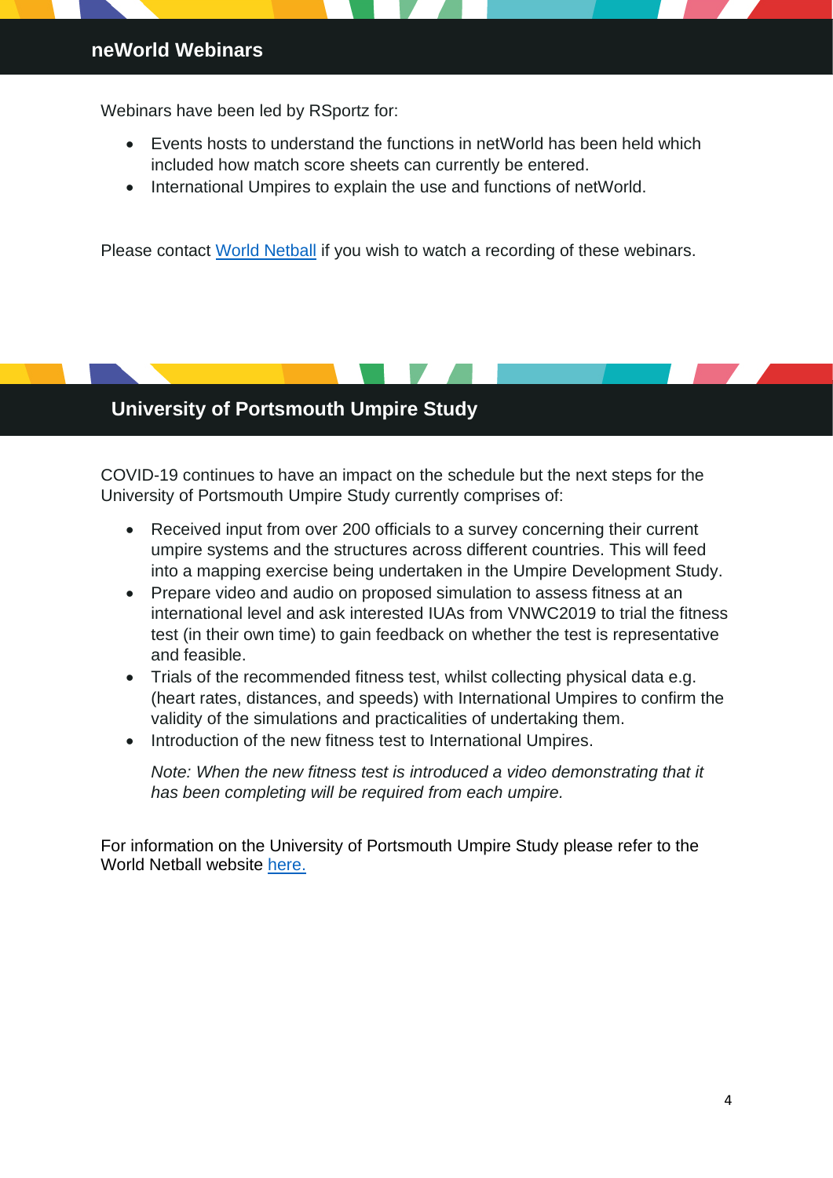## neWorld Webinars

Webinars have been led by RSportz for:

- Events hosts to understand the functions in netWorld has been held which included how match score sheets can currently be entered.
- International Umpires to explain the use and functions of netWorld.

Please contact [World Netball]() if you wish to watch a recording of these webinars.

## University of Portsmouth Umpire Study

COVID-19 continues to have an impact on the schedule but the next steps for the University of Portsmouth Umpire Study currently comprises of:

- Received input from over 200 officials to a survey concerning their current umpire systems and the structures across different countries. This will feed into a mapping exercise being undertaken in the Umpire Development Study.
- Prepare video and audio on proposed simulation to assess fitness at an international level and ask interested IUAs from VNWC2019 to trial the fitness test (in their own time) to gain feedback on whether the test is representative and feasible.
- Trials of the recommended fitness test, whilst collecting physical data e.g. (heart rates, distances, and speeds) with International Umpires to confirm the validity of the simulations and practicalities of undertaking them.
- Introduction of the new fitness test to International Umpires.

  *Note: When the new fitness test is introduced a video demonstrating that it has been completing will be required from each umpire.*

For information on the University of Portsmouth Umpire Study please refer to the World Netball website [here.]()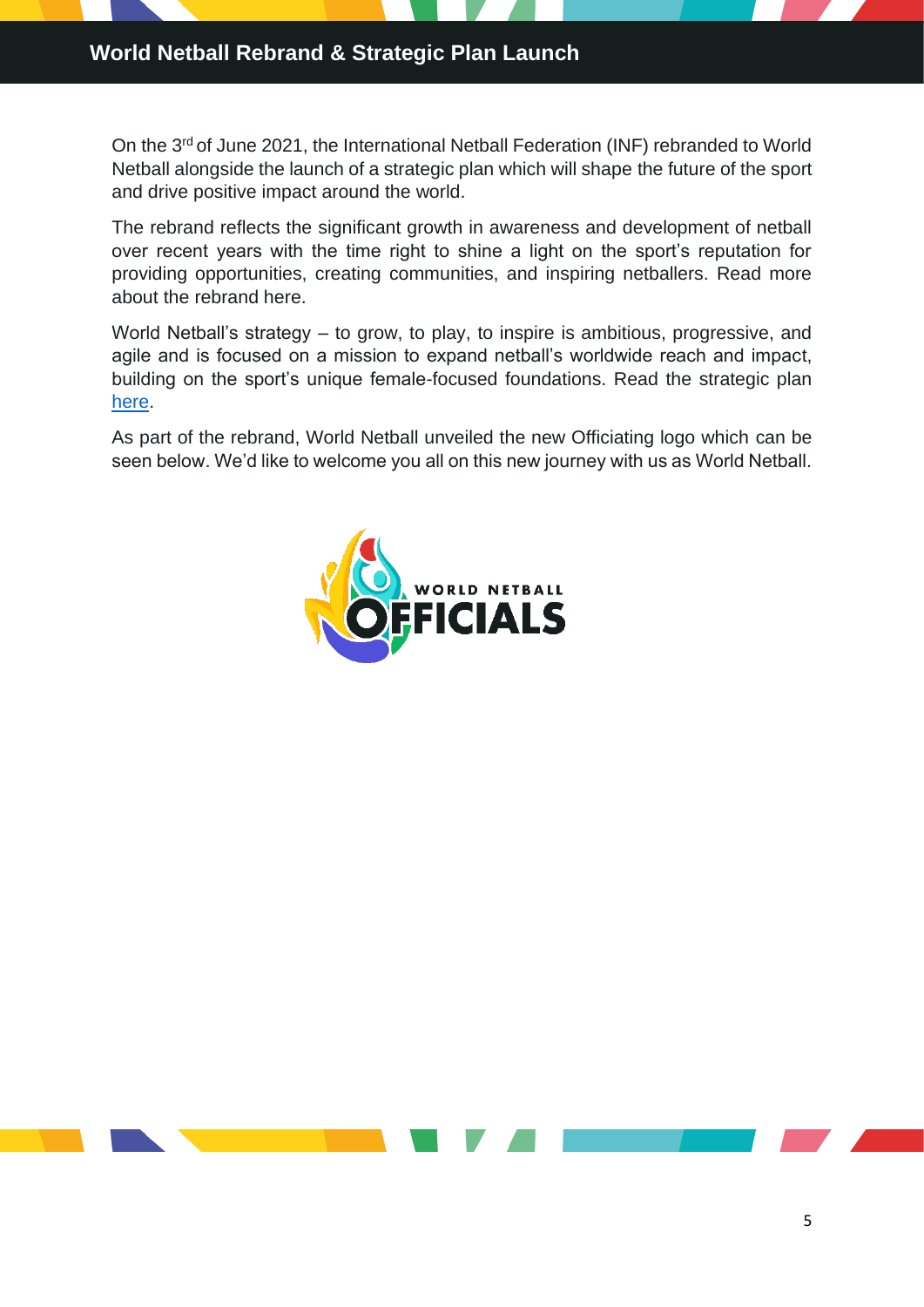## World Netball Rebrand & Strategic Plan Launch

On the 3rd of June 2021, the International Netball Federation (INF) rebranded to World Netball alongside the launch of a strategic plan which will shape the future of the sport and drive positive impact around the world.

The rebrand reflects the significant growth in awareness and development of netball over recent years with the time right to shine a light on the sport's reputation for providing opportunities, creating communities, and inspiring netballers. Read more about the rebrand here.

World Netball's strategy – to grow, to play, to inspire is ambitious, progressive, and agile and is focused on a mission to expand netball's worldwide reach and impact, building on the sport's unique female-focused foundations. Read the strategic plan here.

As part of the rebrand, World Netball unveiled the new Officiating logo which can be seen below. We'd like to welcome you all on this new journey with us as World Netball.

WORLD NETBALL OFFICIALS